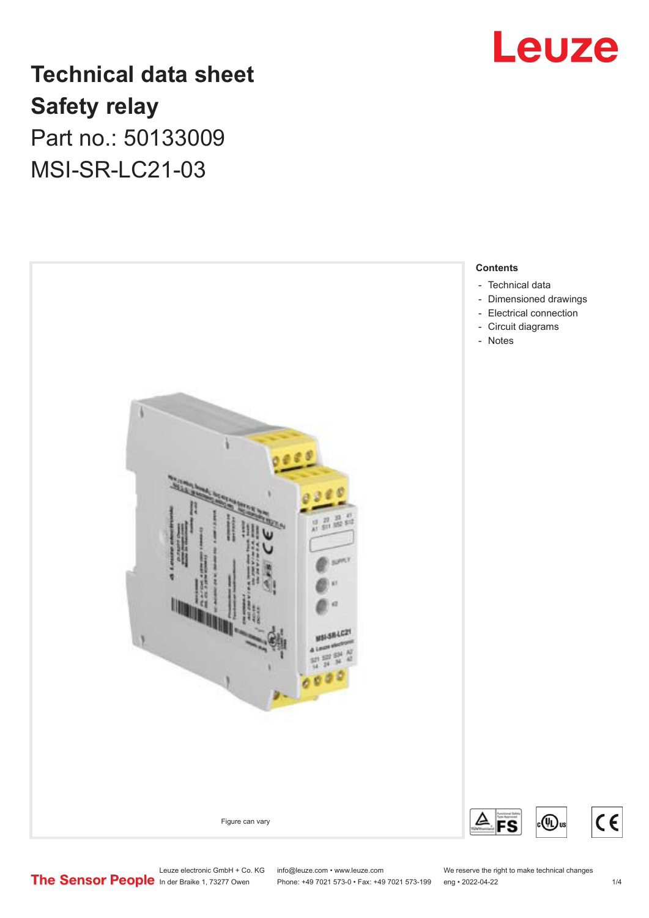Leuze

# Technical data sheet
# Safety relay

## Part no.: 50133009
## MSI-SR-LC21-03

Figure can vary

**Contents**

- Technical data
- Dimensioned drawings
- Electrical connection
- Circuit diagrams
- Notes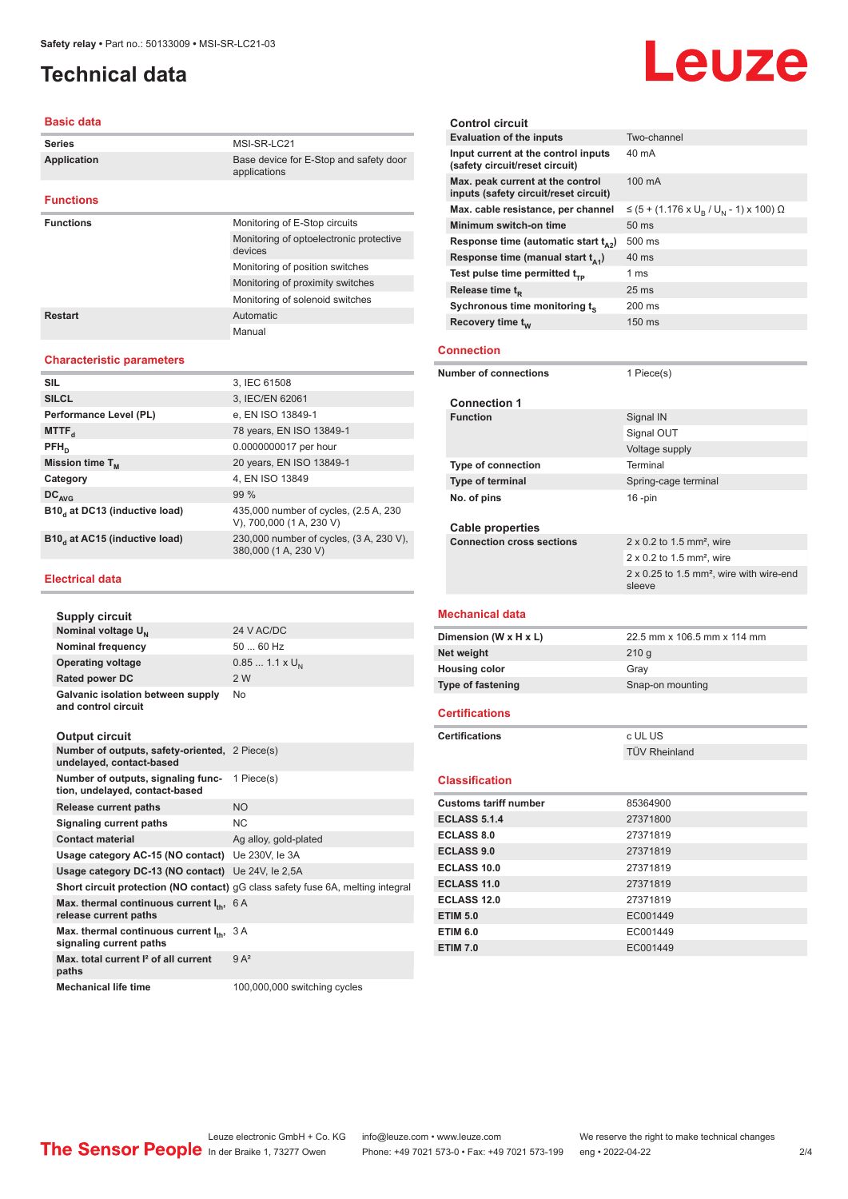# Technical data

## Basic data

| | |
|---|---|
| Series | MSI-SR-LC21 |
| Application | Base device for E-Stop and safety door applications |

## Functions

| | |
|---|---|
| Functions | Monitoring of E-Stop circuits |
| | Monitoring of optoelectronic protective devices |
| | Monitoring of position switches |
| | Monitoring of proximity switches |
| | Monitoring of solenoid switches |
| Restart | Automatic |
| | Manual |

## Characteristic parameters

| | |
|---|---|
| SIL | 3, IEC 61508 |
| SILCL | 3, IEC/EN 62061 |
| Performance Level (PL) | e, EN ISO 13849-1 |
| $MTTF_d$ | 78 years, EN ISO 13849-1 |
| $PFH_D$ | 0.0000000017 per hour |
| Mission time $T_M$ | 20 years, EN ISO 13849-1 |
| Category | 4, EN ISO 13849 |
| $DC_{AVG}$ | 99 % |
| $B10_d$ at DC13 (inductive load) | 435,000 number of cycles, (2.5 A, 230 V), 700,000 (1 A, 230 V) |
| $B10_d$ at AC15 (inductive load) | 230,000 number of cycles, (3 A, 230 V), 380,000 (1 A, 230 V) |

## Electrical data

### Supply circuit

| | |
|---|---|
| Nominal voltage $U_N$ | 24 V AC/DC |
| Nominal frequency | 50 ... 60 Hz |
| Operating voltage | 0.85 ... 1.1 x $U_N$ |
| Rated power DC | 2 W |
| Galvanic isolation between supply and control circuit | No |

### Output circuit

| | |
|---|---|
| Number of outputs, safety-oriented, undelayed, contact-based | 2 Piece(s) |
| Number of outputs, signaling function, undelayed, contact-based | 1 Piece(s) |
| Release current paths | NO |
| Signaling current paths | NC |
| Contact material | Ag alloy, gold-plated |
| Usage category AC-15 (NO contact) | Ue 230V, Ie 3A |
| Usage category DC-13 (NO contact) | Ue 24V, Ie 2,5A |
| Short circuit protection (NO contact) | gG class safety fuse 6A, melting integral |
| Max. thermal continuous current $I_{th}$, release current paths | 6 A |
| Max. thermal continuous current $I_{th}$, signaling current paths | 3 A |
| Max. total current $I^2$ of all current paths | 9 $A^2$ |
| Mechanical life time | 100,000,000 switching cycles |

### Control circuit

| | |
|---|---|
| Evaluation of the inputs | Two-channel |
| Input current at the control inputs (safety circuit/reset circuit) | 40 mA |
| Max. peak current at the control inputs (safety circuit/reset circuit) | 100 mA |
| Max. cable resistance, per channel | ≤ (5 + (1.176 x $U_B$ / $U_N$ - 1) x 100) Ω |
| Minimum switch-on time | 50 ms |
| Response time (automatic start $t_{A2}$) | 500 ms |
| Response time (manual start $t_{A1}$) | 40 ms |
| Test pulse time permitted $t_{TP}$ | 1 ms |
| Release time $t_R$ | 25 ms |
| Sychronous time monitoring $t_S$ | 200 ms |
| Recovery time $t_W$ | 150 ms |

## Connection

| | |
|---|---|
| Number of connections | 1 Piece(s) |

### Connection 1

| | |
|---|---|
| Function | Signal IN |
| | Signal OUT |
| | Voltage supply |
| Type of connection | Terminal |
| Type of terminal | Spring-cage terminal |
| No. of pins | 16 -pin |

### Cable properties

| | |
|---|---|
| Connection cross sections | 2 x 0.2 to 1.5 mm², wire |
| | 2 x 0.2 to 1.5 mm², wire |
| | 2 x 0.25 to 1.5 mm², wire with wire-end sleeve |

## Mechanical data

| | |
|---|---|
| Dimension (W x H x L) | 22.5 mm x 106.5 mm x 114 mm |
| Net weight | 210 g |
| Housing color | Gray |
| Type of fastening | Snap-on mounting |

## Certifications

| | |
|---|---|
| Certifications | c UL US |
| | TÜV Rheinland |

## Classification

| | |
|---|---|
| Customs tariff number | 85364900 |
| ECLASS 5.1.4 | 27371800 |
| ECLASS 8.0 | 27371819 |
| ECLASS 9.0 | 27371819 |
| ECLASS 10.0 | 27371819 |
| ECLASS 11.0 | 27371819 |
| ECLASS 12.0 | 27371819 |
| ETIM 5.0 | EC001449 |
| ETIM 6.0 | EC001449 |
| ETIM 7.0 | EC001449 |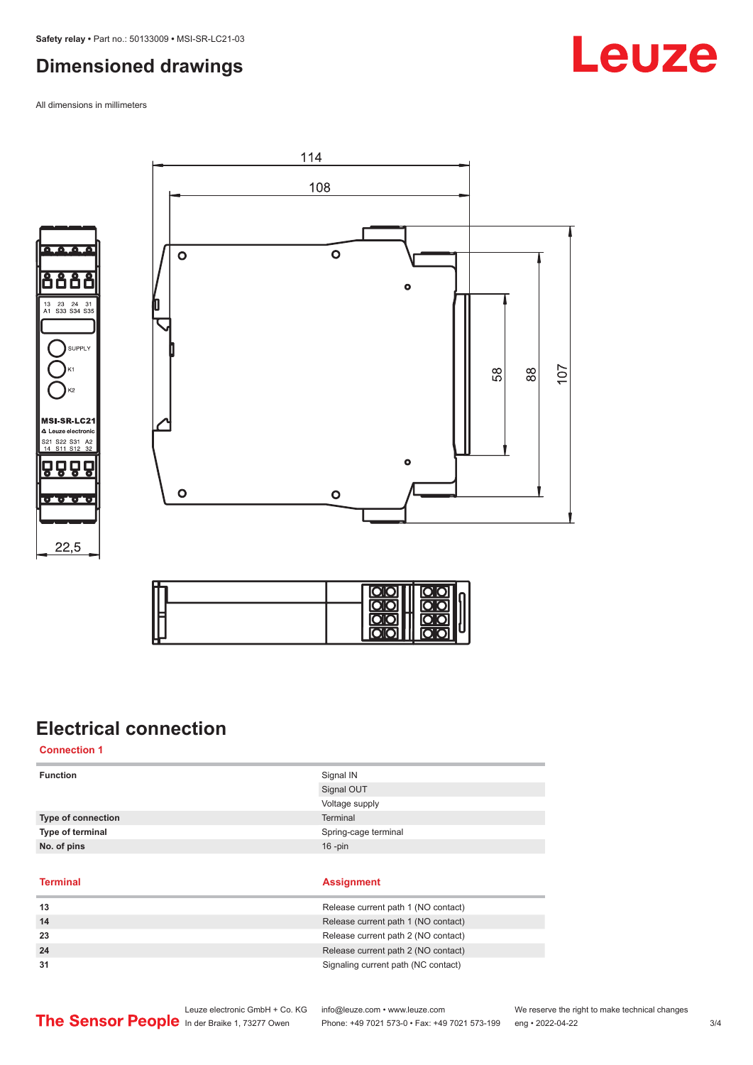# Dimensioned drawings

All dimensions in millimeters

# Electrical connection

## Connection 1

| | |
|---|---|
| **Function** | Signal IN |
| | Signal OUT |
| | Voltage supply |
| **Type of connection** | Terminal |
| **Type of terminal** | Spring-cage terminal |
| **No. of pins** | 16 -pin |

| Terminal | Assignment |
|---|---|
| **13** | Release current path 1 (NO contact) |
| **14** | Release current path 1 (NO contact) |
| **23** | Release current path 2 (NO contact) |
| **24** | Release current path 2 (NO contact) |
| **31** | Signaling current path (NC contact) |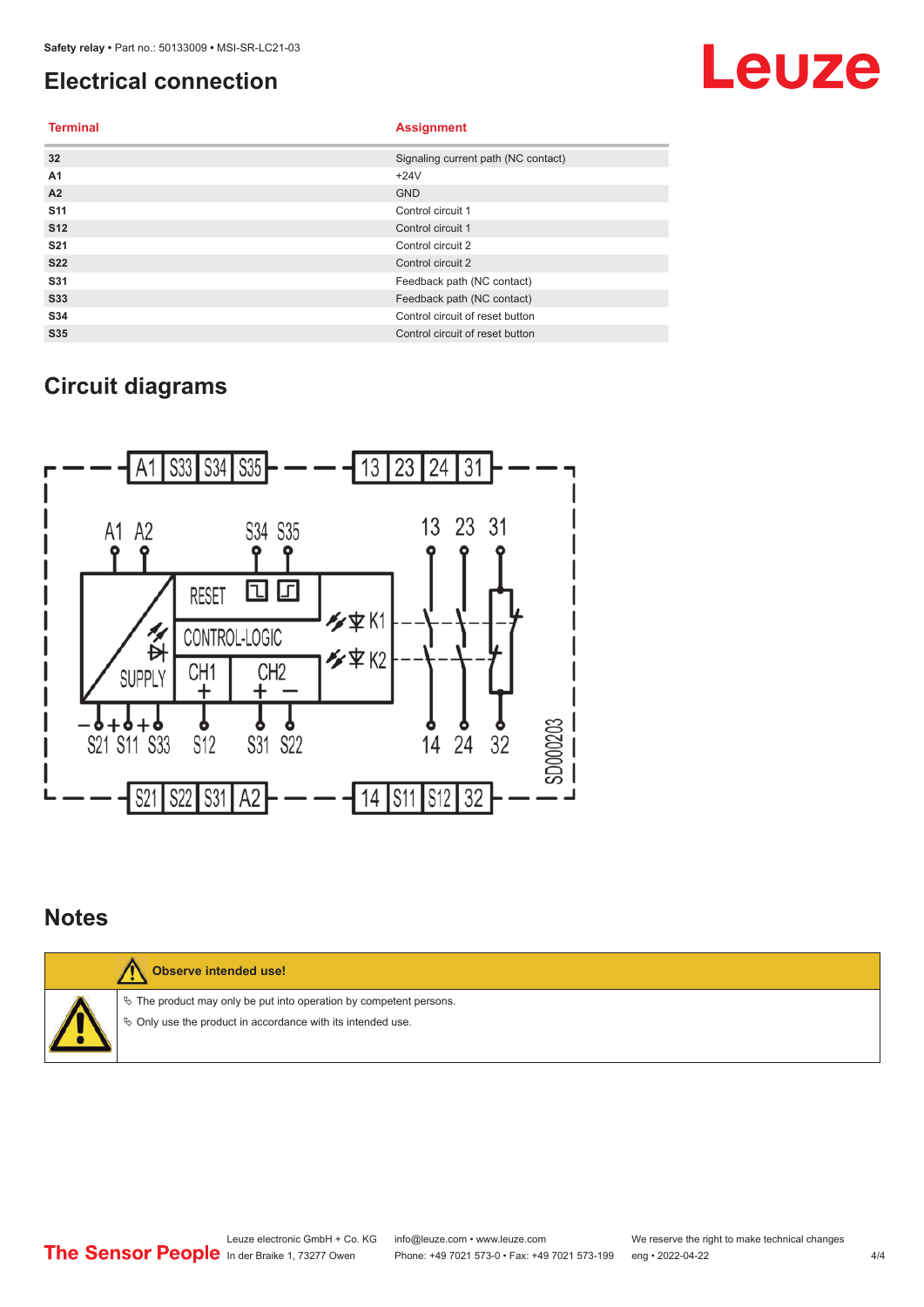## Electrical connection

| Terminal | Assignment |
| --- | --- |
| 32 | Signaling current path (NC contact) |
| A1 | +24V |
| A2 | GND |
| S11 | Control circuit 1 |
| S12 | Control circuit 1 |
| S21 | Control circuit 2 |
| S22 | Control circuit 2 |
| S31 | Feedback path (NC contact) |
| S33 | Feedback path (NC contact) |
| S34 | Control circuit of reset button |
| S35 | Control circuit of reset button |

## Circuit diagrams

A1 S33 S34 S35
13 23 24 31
A1 A2
S34 S35
13 23 31
RESET
CONTROL-LOGIC
SUPPLY
CH1
CH2
K1
K2
S21 S11 S33
S12
S31 S22
14 24 32
SD000203
S21 S22 S31 A2
14 S11 S12 32

## Notes

**Observe intended use!**

- The product may only be put into operation by competent persons.
- Only use the product in accordance with its intended use.